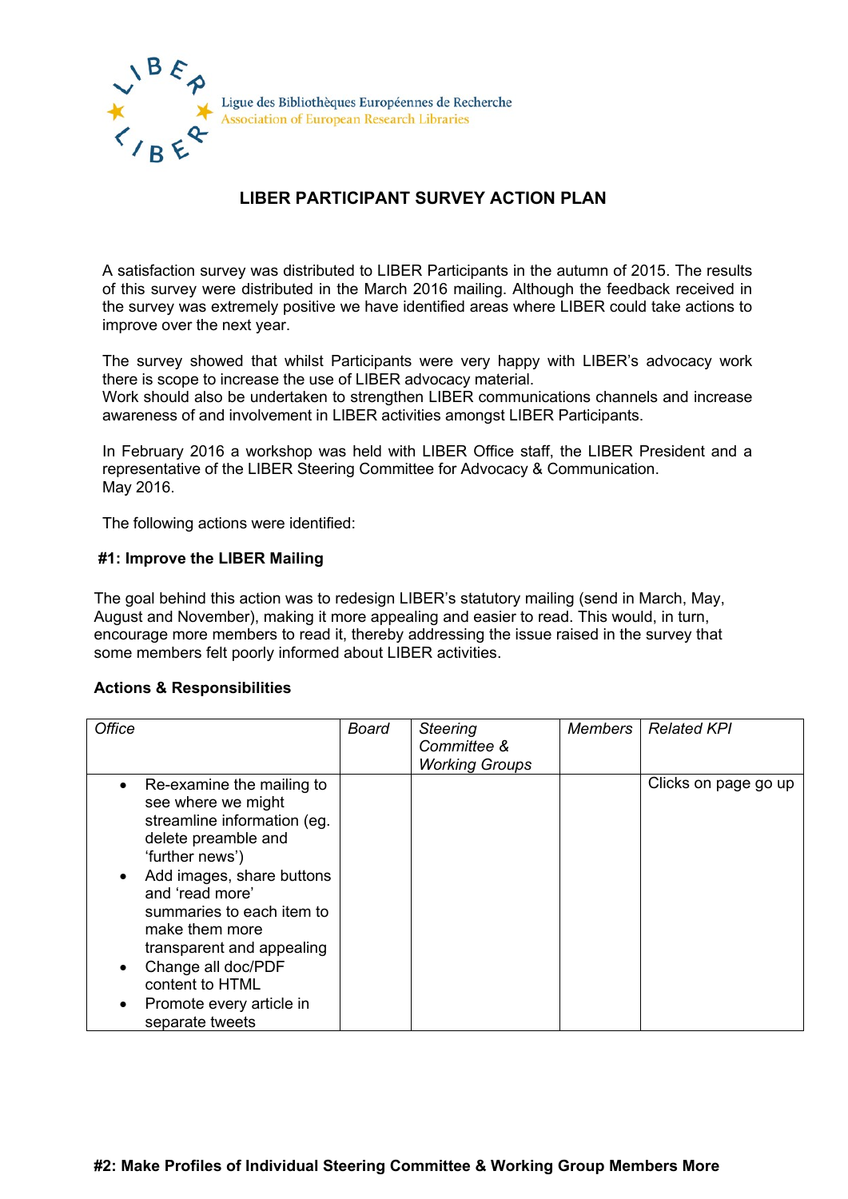Ligue des Bibliothèques Européennes de Recherche
Association of European Research Libraries

# LIBER PARTICIPANT SURVEY ACTION PLAN

A satisfaction survey was distributed to LIBER Participants in the autumn of 2015. The results of this survey were distributed in the March 2016 mailing. Although the feedback received in the survey was extremely positive we have identified areas where LIBER could take actions to improve over the next year.

The survey showed that whilst Participants were very happy with LIBER's advocacy work there is scope to increase the use of LIBER advocacy material.
Work should also be undertaken to strengthen LIBER communications channels and increase awareness of and involvement in LIBER activities amongst LIBER Participants.

In February 2016 a workshop was held with LIBER Office staff, the LIBER President and a representative of the LIBER Steering Committee for Advocacy & Communication.
May 2016.

The following actions were identified:

## #1: Improve the LIBER Mailing

The goal behind this action was to redesign LIBER's statutory mailing (send in March, May, August and November), making it more appealing and easier to read. This would, in turn, encourage more members to read it, thereby addressing the issue raised in the survey that some members felt poorly informed about LIBER activities.

### Actions & Responsibilities

| *Office* | *Board* | *Steering Committee & Working Groups* | *Members* | *Related KPI* |
|---|---|---|---|---|
| • Re-examine the mailing to see where we might streamline information (eg. delete preamble and 'further news')<br>• Add images, share buttons and 'read more' summaries to each item to make them more transparent and appealing<br>• Change all doc/PDF content to HTML<br>• Promote every article in separate tweets | | | | Clicks on page go up |

## #2: Make Profiles of Individual Steering Committee & Working Group Members More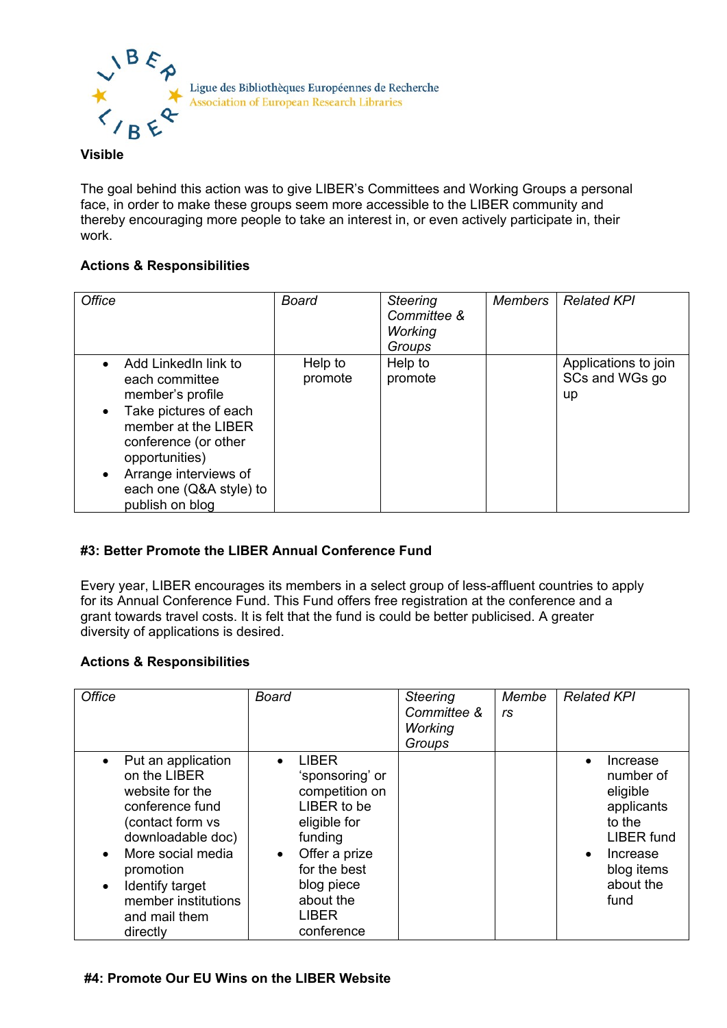**Visible**

The goal behind this action was to give LIBER's Committees and Working Groups a personal face, in order to make these groups seem more accessible to the LIBER community and thereby encouraging more people to take an interest in, or even actively participate in, their work.

**Actions & Responsibilities**

| *Office* | *Board* | *Steering Committee & Working Groups* | *Members* | *Related KPI* |
|---|---|---|---|---|
| • Add LinkedIn link to each committee member's profile<br>• Take pictures of each member at the LIBER conference (or other opportunities)<br>• Arrange interviews of each one (Q&A style) to publish on blog | Help to promote | Help to promote | | Applications to join SCs and WGs go up |

**#3: Better Promote the LIBER Annual Conference Fund**

Every year, LIBER encourages its members in a select group of less-affluent countries to apply for its Annual Conference Fund. This Fund offers free registration at the conference and a grant towards travel costs. It is felt that the fund is could be better publicised. A greater diversity of applications is desired.

**Actions & Responsibilities**

| *Office* | *Board* | *Steering Committee & Working Groups* | *Members* | *Related KPI* |
|---|---|---|---|---|
| • Put an application on the LIBER website for the conference fund (contact form vs downloadable doc)<br>• More social media promotion<br>• Identify target member institutions and mail them directly | • LIBER 'sponsoring' or competition on LIBER to be eligible for funding<br>• Offer a prize for the best blog piece about the LIBER conference | | | • Increase number of eligible applicants to the LIBER fund<br>• Increase blog items about the fund |

**#4: Promote Our EU Wins on the LIBER Website**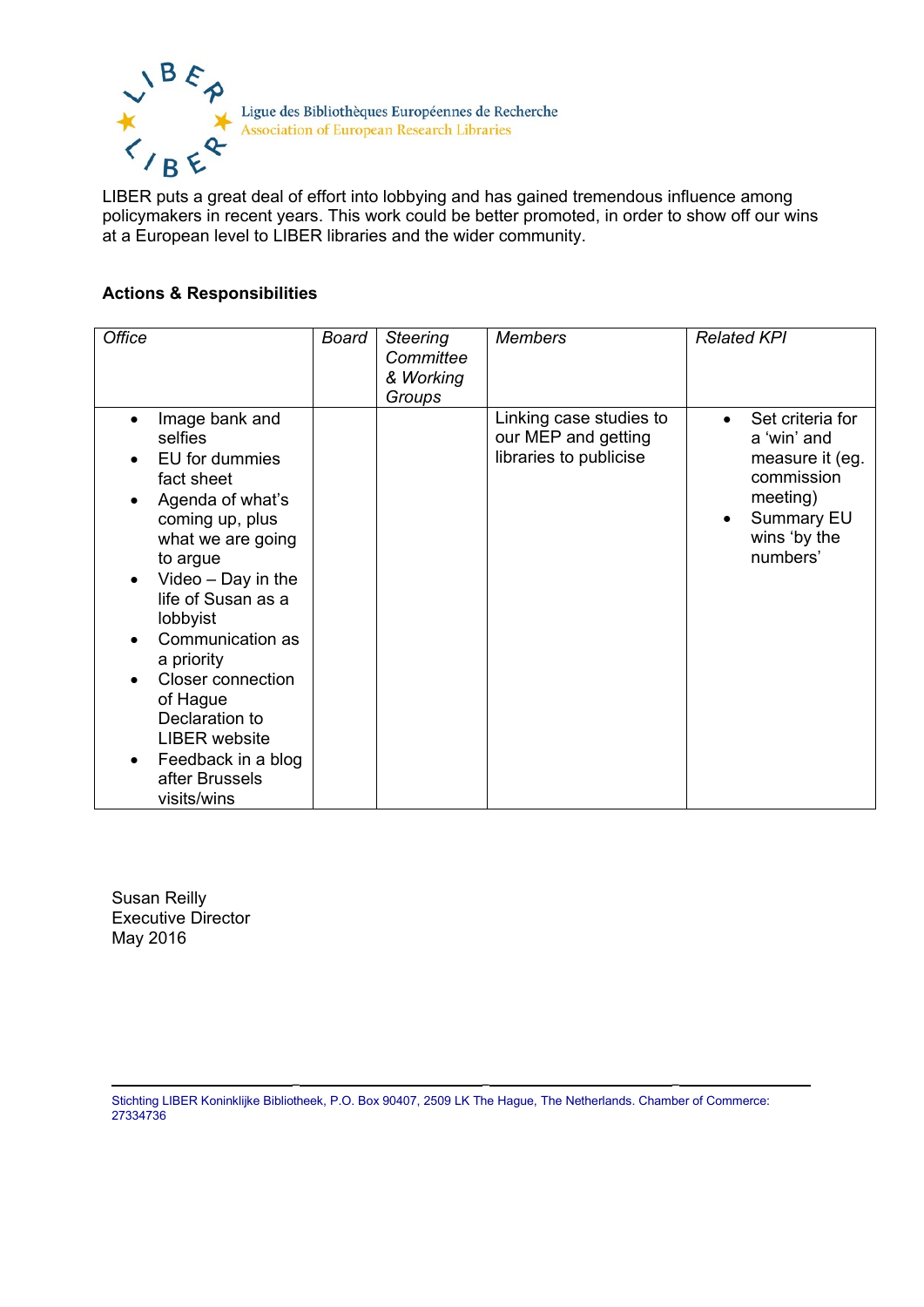Ligue des Bibliothèques Européennes de Recherche
Association of European Research Libraries

LIBER puts a great deal of effort into lobbying and has gained tremendous influence among policymakers in recent years. This work could be better promoted, in order to show off our wins at a European level to LIBER libraries and the wider community.

**Actions & Responsibilities**

| *Office* | *Board* | *Steering Committee & Working Groups* | *Members* | *Related KPI* |
|---|---|---|---|---|
| • Image bank and selfies<br>• EU for dummies fact sheet<br>• Agenda of what's coming up, plus what we are going to argue<br>• Video – Day in the life of Susan as a lobbyist<br>• Communication as a priority<br>• Closer connection of Hague Declaration to LIBER website<br>• Feedback in a blog after Brussels visits/wins | | | Linking case studies to our MEP and getting libraries to publicise | • Set criteria for a 'win' and measure it (eg. commission meeting)<br>• Summary EU wins 'by the numbers' |

Susan Reilly
Executive Director
May 2016

Stichting LIBER Koninklijke Bibliotheek, P.O. Box 90407, 2509 LK The Hague, The Netherlands. Chamber of Commerce: 27334736